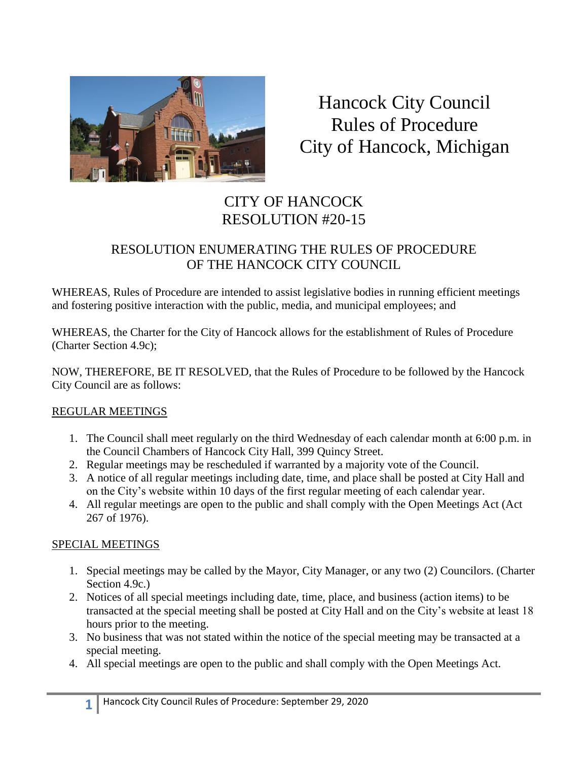# Hancock City Council Rules of Procedure City of Hancock, Michigan

## CITY OF HANCOCK RESOLUTION #20-15

### RESOLUTION ENUMERATING THE RULES OF PROCEDURE OF THE HANCOCK CITY COUNCIL

WHEREAS, Rules of Procedure are intended to assist legislative bodies in running efficient meetings and fostering positive interaction with the public, media, and municipal employees; and

WHEREAS, the Charter for the City of Hancock allows for the establishment of Rules of Procedure (Charter Section 4.9c);

NOW, THEREFORE, BE IT RESOLVED, that the Rules of Procedure to be followed by the Hancock City Council are as follows:

REGULAR MEETINGS

1. The Council shall meet regularly on the third Wednesday of each calendar month at 6:00 p.m. in the Council Chambers of Hancock City Hall, 399 Quincy Street.
2. Regular meetings may be rescheduled if warranted by a majority vote of the Council.
3. A notice of all regular meetings including date, time, and place shall be posted at City Hall and on the City's website within 10 days of the first regular meeting of each calendar year.
4. All regular meetings are open to the public and shall comply with the Open Meetings Act (Act 267 of 1976).

SPECIAL MEETINGS

1. Special meetings may be called by the Mayor, City Manager, or any two (2) Councilors. (Charter Section 4.9c.)
2. Notices of all special meetings including date, time, place, and business (action items) to be transacted at the special meeting shall be posted at City Hall and on the City's website at least 18 hours prior to the meeting.
3. No business that was not stated within the notice of the special meeting may be transacted at a special meeting.
4. All special meetings are open to the public and shall comply with the Open Meetings Act.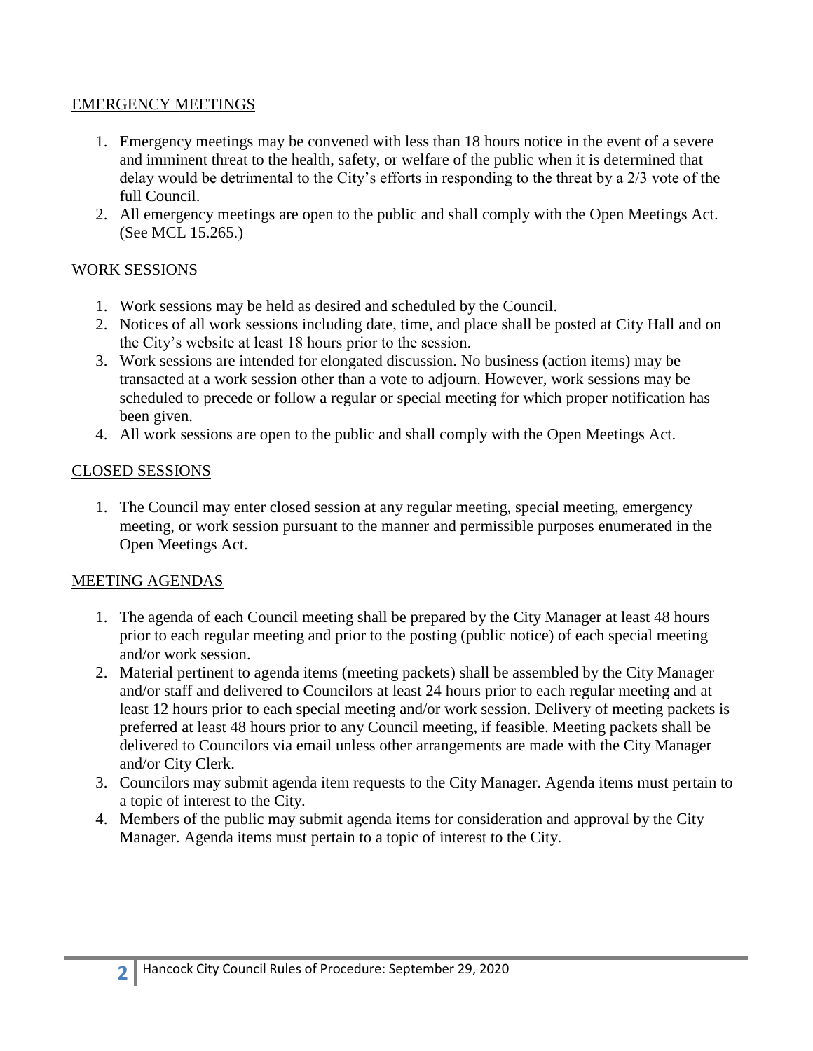## EMERGENCY MEETINGS

1. Emergency meetings may be convened with less than 18 hours notice in the event of a severe and imminent threat to the health, safety, or welfare of the public when it is determined that delay would be detrimental to the City's efforts in responding to the threat by a 2/3 vote of the full Council.
2. All emergency meetings are open to the public and shall comply with the Open Meetings Act. (See MCL 15.265.)

## WORK SESSIONS

1. Work sessions may be held as desired and scheduled by the Council.
2. Notices of all work sessions including date, time, and place shall be posted at City Hall and on the City's website at least 18 hours prior to the session.
3. Work sessions are intended for elongated discussion. No business (action items) may be transacted at a work session other than a vote to adjourn. However, work sessions may be scheduled to precede or follow a regular or special meeting for which proper notification has been given.
4. All work sessions are open to the public and shall comply with the Open Meetings Act.

## CLOSED SESSIONS

1. The Council may enter closed session at any regular meeting, special meeting, emergency meeting, or work session pursuant to the manner and permissible purposes enumerated in the Open Meetings Act.

## MEETING AGENDAS

1. The agenda of each Council meeting shall be prepared by the City Manager at least 48 hours prior to each regular meeting and prior to the posting (public notice) of each special meeting and/or work session.
2. Material pertinent to agenda items (meeting packets) shall be assembled by the City Manager and/or staff and delivered to Councilors at least 24 hours prior to each regular meeting and at least 12 hours prior to each special meeting and/or work session. Delivery of meeting packets is preferred at least 48 hours prior to any Council meeting, if feasible. Meeting packets shall be delivered to Councilors via email unless other arrangements are made with the City Manager and/or City Clerk.
3. Councilors may submit agenda item requests to the City Manager. Agenda items must pertain to a topic of interest to the City.
4. Members of the public may submit agenda items for consideration and approval by the City Manager. Agenda items must pertain to a topic of interest to the City.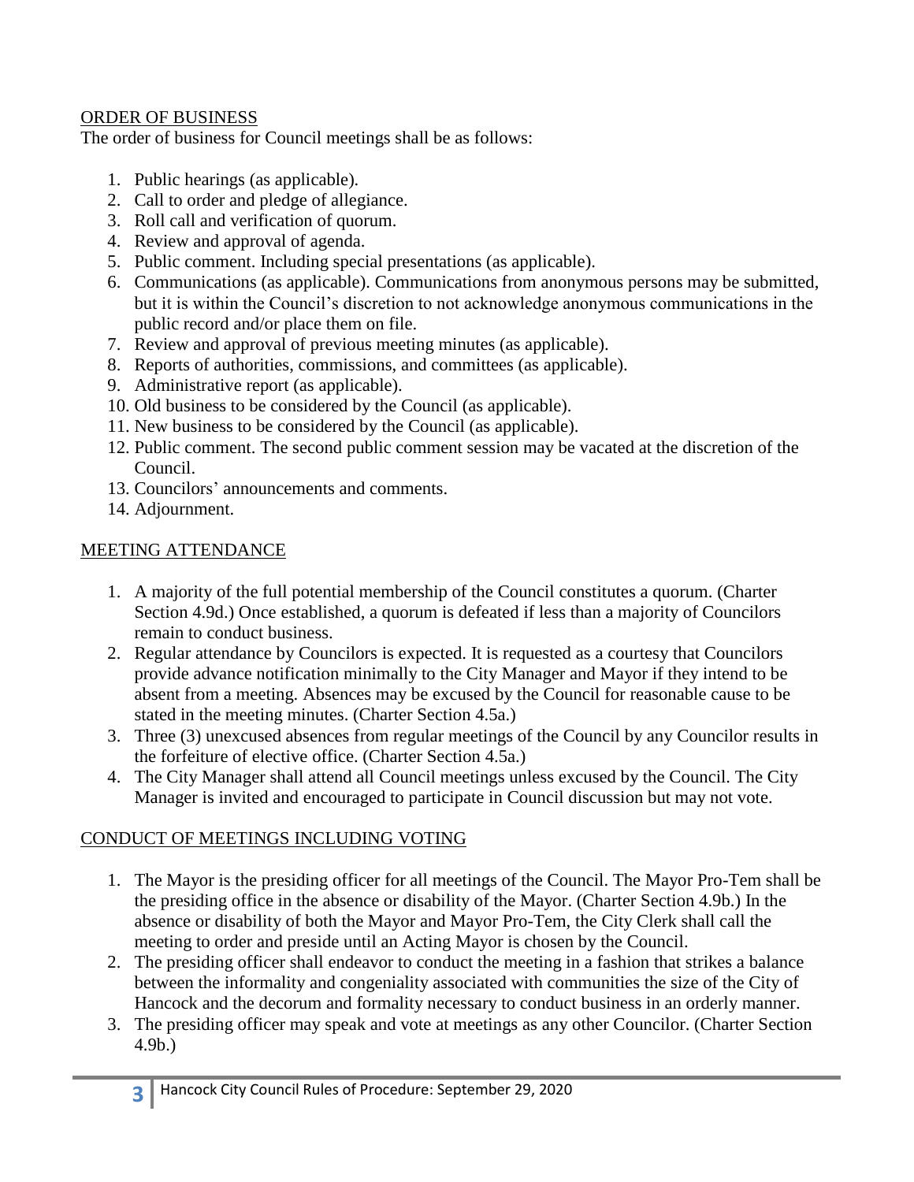## ORDER OF BUSINESS

The order of business for Council meetings shall be as follows:

1. Public hearings (as applicable).
2. Call to order and pledge of allegiance.
3. Roll call and verification of quorum.
4. Review and approval of agenda.
5. Public comment. Including special presentations (as applicable).
6. Communications (as applicable). Communications from anonymous persons may be submitted, but it is within the Council's discretion to not acknowledge anonymous communications in the public record and/or place them on file.
7. Review and approval of previous meeting minutes (as applicable).
8. Reports of authorities, commissions, and committees (as applicable).
9. Administrative report (as applicable).
10. Old business to be considered by the Council (as applicable).
11. New business to be considered by the Council (as applicable).
12. Public comment. The second public comment session may be vacated at the discretion of the Council.
13. Councilors' announcements and comments.
14. Adjournment.

## MEETING ATTENDANCE

1. A majority of the full potential membership of the Council constitutes a quorum. (Charter Section 4.9d.) Once established, a quorum is defeated if less than a majority of Councilors remain to conduct business.
2. Regular attendance by Councilors is expected. It is requested as a courtesy that Councilors provide advance notification minimally to the City Manager and Mayor if they intend to be absent from a meeting. Absences may be excused by the Council for reasonable cause to be stated in the meeting minutes. (Charter Section 4.5a.)
3. Three (3) unexcused absences from regular meetings of the Council by any Councilor results in the forfeiture of elective office. (Charter Section 4.5a.)
4. The City Manager shall attend all Council meetings unless excused by the Council. The City Manager is invited and encouraged to participate in Council discussion but may not vote.

## CONDUCT OF MEETINGS INCLUDING VOTING

1. The Mayor is the presiding officer for all meetings of the Council. The Mayor Pro-Tem shall be the presiding office in the absence or disability of the Mayor. (Charter Section 4.9b.) In the absence or disability of both the Mayor and Mayor Pro-Tem, the City Clerk shall call the meeting to order and preside until an Acting Mayor is chosen by the Council.
2. The presiding officer shall endeavor to conduct the meeting in a fashion that strikes a balance between the informality and congeniality associated with communities the size of the City of Hancock and the decorum and formality necessary to conduct business in an orderly manner.
3. The presiding officer may speak and vote at meetings as any other Councilor. (Charter Section 4.9b.)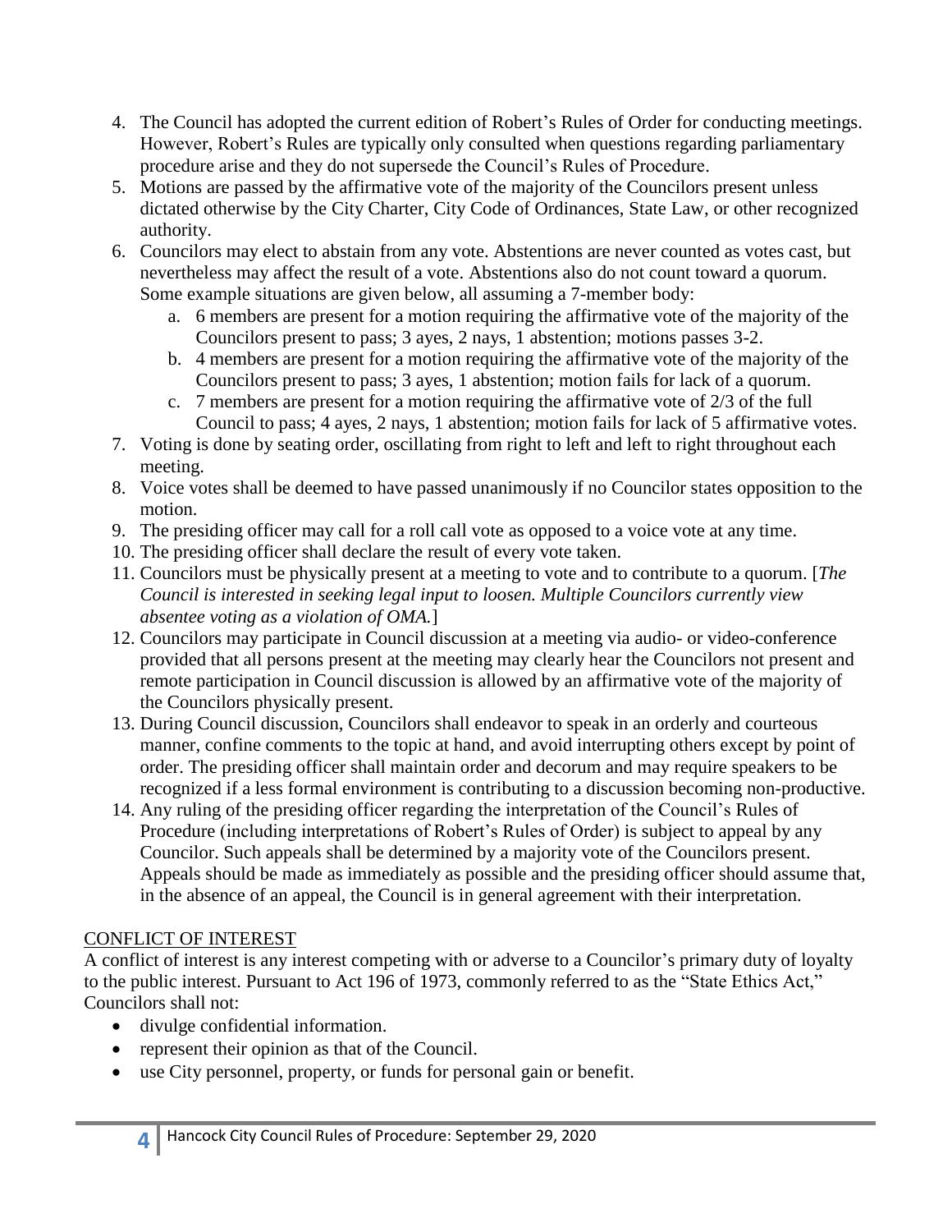4. The Council has adopted the current edition of Robert's Rules of Order for conducting meetings. However, Robert's Rules are typically only consulted when questions regarding parliamentary procedure arise and they do not supersede the Council's Rules of Procedure.
5. Motions are passed by the affirmative vote of the majority of the Councilors present unless dictated otherwise by the City Charter, City Code of Ordinances, State Law, or other recognized authority.
6. Councilors may elect to abstain from any vote. Abstentions are never counted as votes cast, but nevertheless may affect the result of a vote. Abstentions also do not count toward a quorum. Some example situations are given below, all assuming a 7-member body:
   a. 6 members are present for a motion requiring the affirmative vote of the majority of the Councilors present to pass; 3 ayes, 2 nays, 1 abstention; motions passes 3-2.
   b. 4 members are present for a motion requiring the affirmative vote of the majority of the Councilors present to pass; 3 ayes, 1 abstention; motion fails for lack of a quorum.
   c. 7 members are present for a motion requiring the affirmative vote of 2/3 of the full Council to pass; 4 ayes, 2 nays, 1 abstention; motion fails for lack of 5 affirmative votes.
7. Voting is done by seating order, oscillating from right to left and left to right throughout each meeting.
8. Voice votes shall be deemed to have passed unanimously if no Councilor states opposition to the motion.
9. The presiding officer may call for a roll call vote as opposed to a voice vote at any time.
10. The presiding officer shall declare the result of every vote taken.
11. Councilors must be physically present at a meeting to vote and to contribute to a quorum. [*The Council is interested in seeking legal input to loosen. Multiple Councilors currently view absentee voting as a violation of OMA.*]
12. Councilors may participate in Council discussion at a meeting via audio- or video-conference provided that all persons present at the meeting may clearly hear the Councilors not present and remote participation in Council discussion is allowed by an affirmative vote of the majority of the Councilors physically present.
13. During Council discussion, Councilors shall endeavor to speak in an orderly and courteous manner, confine comments to the topic at hand, and avoid interrupting others except by point of order. The presiding officer shall maintain order and decorum and may require speakers to be recognized if a less formal environment is contributing to a discussion becoming non-productive.
14. Any ruling of the presiding officer regarding the interpretation of the Council's Rules of Procedure (including interpretations of Robert's Rules of Order) is subject to appeal by any Councilor. Such appeals shall be determined by a majority vote of the Councilors present. Appeals should be made as immediately as possible and the presiding officer should assume that, in the absence of an appeal, the Council is in general agreement with their interpretation.

## CONFLICT OF INTEREST

A conflict of interest is any interest competing with or adverse to a Councilor's primary duty of loyalty to the public interest. Pursuant to Act 196 of 1973, commonly referred to as the "State Ethics Act," Councilors shall not:

- divulge confidential information.
- represent their opinion as that of the Council.
- use City personnel, property, or funds for personal gain or benefit.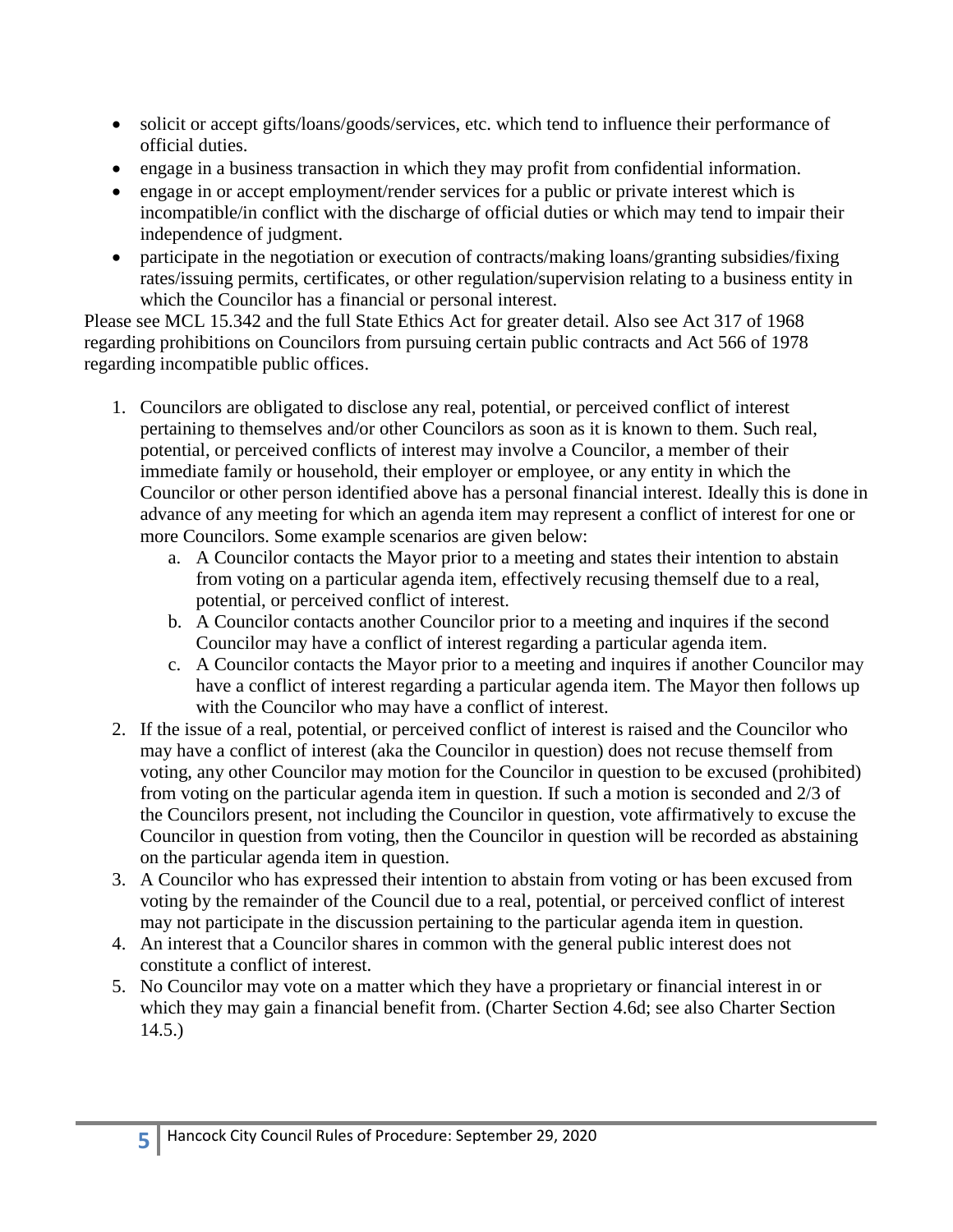- solicit or accept gifts/loans/goods/services, etc. which tend to influence their performance of official duties.
- engage in a business transaction in which they may profit from confidential information.
- engage in or accept employment/render services for a public or private interest which is incompatible/in conflict with the discharge of official duties or which may tend to impair their independence of judgment.
- participate in the negotiation or execution of contracts/making loans/granting subsidies/fixing rates/issuing permits, certificates, or other regulation/supervision relating to a business entity in which the Councilor has a financial or personal interest.

Please see MCL 15.342 and the full State Ethics Act for greater detail. Also see Act 317 of 1968 regarding prohibitions on Councilors from pursuing certain public contracts and Act 566 of 1978 regarding incompatible public offices.

1. Councilors are obligated to disclose any real, potential, or perceived conflict of interest pertaining to themselves and/or other Councilors as soon as it is known to them. Such real, potential, or perceived conflicts of interest may involve a Councilor, a member of their immediate family or household, their employer or employee, or any entity in which the Councilor or other person identified above has a personal financial interest. Ideally this is done in advance of any meeting for which an agenda item may represent a conflict of interest for one or more Councilors. Some example scenarios are given below:
    a. A Councilor contacts the Mayor prior to a meeting and states their intention to abstain from voting on a particular agenda item, effectively recusing themself due to a real, potential, or perceived conflict of interest.
    b. A Councilor contacts another Councilor prior to a meeting and inquires if the second Councilor may have a conflict of interest regarding a particular agenda item.
    c. A Councilor contacts the Mayor prior to a meeting and inquires if another Councilor may have a conflict of interest regarding a particular agenda item. The Mayor then follows up with the Councilor who may have a conflict of interest.
2. If the issue of a real, potential, or perceived conflict of interest is raised and the Councilor who may have a conflict of interest (aka the Councilor in question) does not recuse themself from voting, any other Councilor may motion for the Councilor in question to be excused (prohibited) from voting on the particular agenda item in question. If such a motion is seconded and 2/3 of the Councilors present, not including the Councilor in question, vote affirmatively to excuse the Councilor in question from voting, then the Councilor in question will be recorded as abstaining on the particular agenda item in question.
3. A Councilor who has expressed their intention to abstain from voting or has been excused from voting by the remainder of the Council due to a real, potential, or perceived conflict of interest may not participate in the discussion pertaining to the particular agenda item in question.
4. An interest that a Councilor shares in common with the general public interest does not constitute a conflict of interest.
5. No Councilor may vote on a matter which they have a proprietary or financial interest in or which they may gain a financial benefit from. (Charter Section 4.6d; see also Charter Section 14.5.)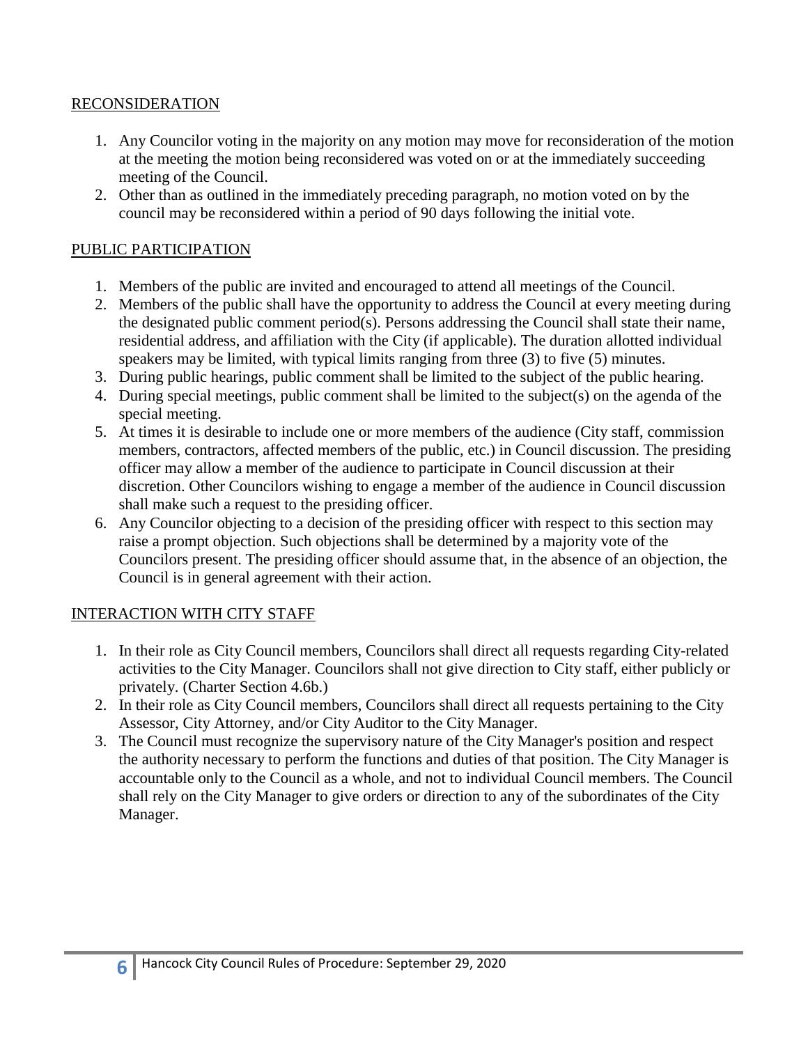## RECONSIDERATION

1. Any Councilor voting in the majority on any motion may move for reconsideration of the motion at the meeting the motion being reconsidered was voted on or at the immediately succeeding meeting of the Council.
2. Other than as outlined in the immediately preceding paragraph, no motion voted on by the council may be reconsidered within a period of 90 days following the initial vote.

## PUBLIC PARTICIPATION

1. Members of the public are invited and encouraged to attend all meetings of the Council.
2. Members of the public shall have the opportunity to address the Council at every meeting during the designated public comment period(s). Persons addressing the Council shall state their name, residential address, and affiliation with the City (if applicable). The duration allotted individual speakers may be limited, with typical limits ranging from three (3) to five (5) minutes.
3. During public hearings, public comment shall be limited to the subject of the public hearing.
4. During special meetings, public comment shall be limited to the subject(s) on the agenda of the special meeting.
5. At times it is desirable to include one or more members of the audience (City staff, commission members, contractors, affected members of the public, etc.) in Council discussion. The presiding officer may allow a member of the audience to participate in Council discussion at their discretion. Other Councilors wishing to engage a member of the audience in Council discussion shall make such a request to the presiding officer.
6. Any Councilor objecting to a decision of the presiding officer with respect to this section may raise a prompt objection. Such objections shall be determined by a majority vote of the Councilors present. The presiding officer should assume that, in the absence of an objection, the Council is in general agreement with their action.

## INTERACTION WITH CITY STAFF

1. In their role as City Council members, Councilors shall direct all requests regarding City-related activities to the City Manager. Councilors shall not give direction to City staff, either publicly or privately. (Charter Section 4.6b.)
2. In their role as City Council members, Councilors shall direct all requests pertaining to the City Assessor, City Attorney, and/or City Auditor to the City Manager.
3. The Council must recognize the supervisory nature of the City Manager's position and respect the authority necessary to perform the functions and duties of that position. The City Manager is accountable only to the Council as a whole, and not to individual Council members. The Council shall rely on the City Manager to give orders or direction to any of the subordinates of the City Manager.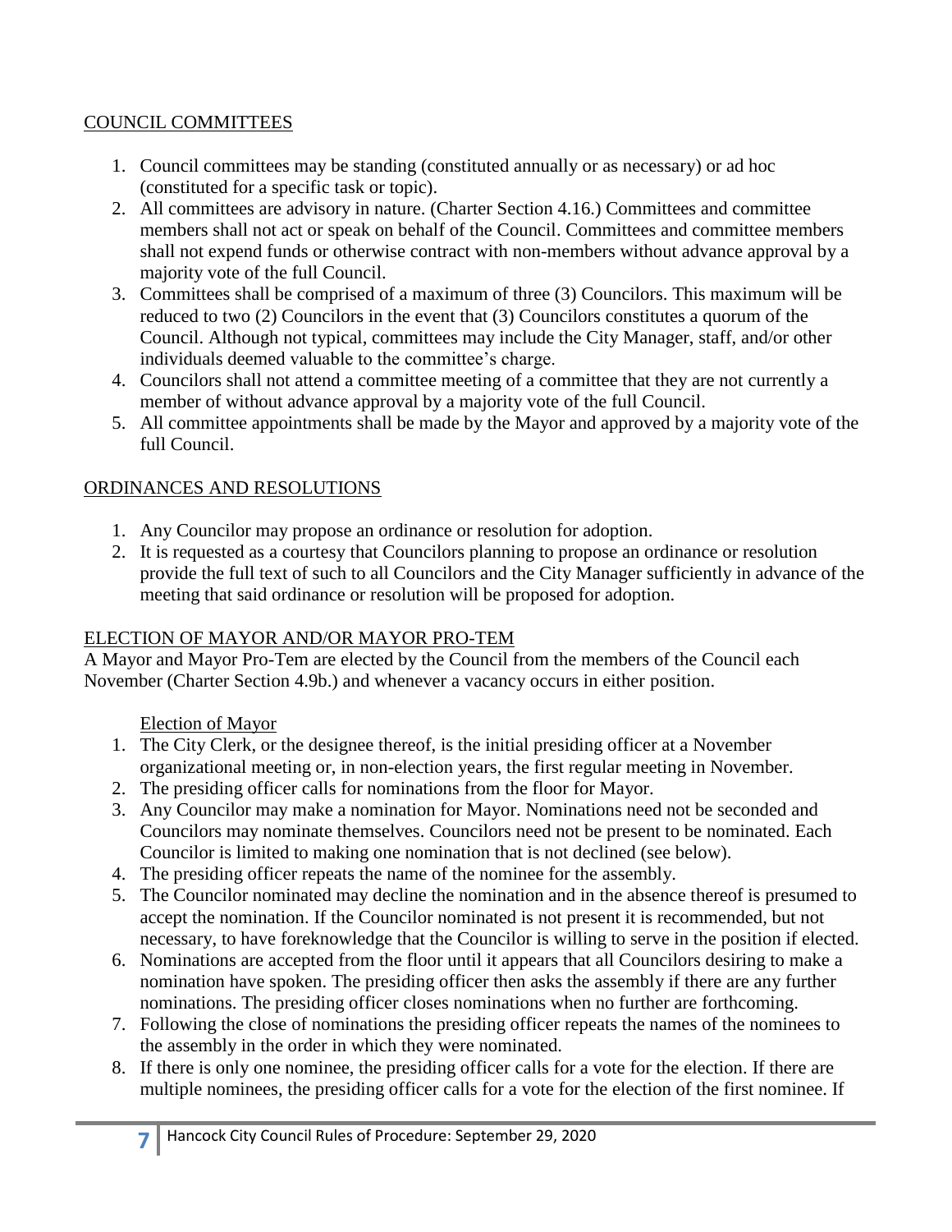## COUNCIL COMMITTEES

1. Council committees may be standing (constituted annually or as necessary) or ad hoc (constituted for a specific task or topic).
2. All committees are advisory in nature. (Charter Section 4.16.) Committees and committee members shall not act or speak on behalf of the Council. Committees and committee members shall not expend funds or otherwise contract with non-members without advance approval by a majority vote of the full Council.
3. Committees shall be comprised of a maximum of three (3) Councilors. This maximum will be reduced to two (2) Councilors in the event that (3) Councilors constitutes a quorum of the Council. Although not typical, committees may include the City Manager, staff, and/or other individuals deemed valuable to the committee's charge.
4. Councilors shall not attend a committee meeting of a committee that they are not currently a member of without advance approval by a majority vote of the full Council.
5. All committee appointments shall be made by the Mayor and approved by a majority vote of the full Council.

## ORDINANCES AND RESOLUTIONS

1. Any Councilor may propose an ordinance or resolution for adoption.
2. It is requested as a courtesy that Councilors planning to propose an ordinance or resolution provide the full text of such to all Councilors and the City Manager sufficiently in advance of the meeting that said ordinance or resolution will be proposed for adoption.

## ELECTION OF MAYOR AND/OR MAYOR PRO-TEM

A Mayor and Mayor Pro-Tem are elected by the Council from the members of the Council each November (Charter Section 4.9b.) and whenever a vacancy occurs in either position.

### Election of Mayor

1. The City Clerk, or the designee thereof, is the initial presiding officer at a November organizational meeting or, in non-election years, the first regular meeting in November.
2. The presiding officer calls for nominations from the floor for Mayor.
3. Any Councilor may make a nomination for Mayor. Nominations need not be seconded and Councilors may nominate themselves. Councilors need not be present to be nominated. Each Councilor is limited to making one nomination that is not declined (see below).
4. The presiding officer repeats the name of the nominee for the assembly.
5. The Councilor nominated may decline the nomination and in the absence thereof is presumed to accept the nomination. If the Councilor nominated is not present it is recommended, but not necessary, to have foreknowledge that the Councilor is willing to serve in the position if elected.
6. Nominations are accepted from the floor until it appears that all Councilors desiring to make a nomination have spoken. The presiding officer then asks the assembly if there are any further nominations. The presiding officer closes nominations when no further are forthcoming.
7. Following the close of nominations the presiding officer repeats the names of the nominees to the assembly in the order in which they were nominated.
8. If there is only one nominee, the presiding officer calls for a vote for the election. If there are multiple nominees, the presiding officer calls for a vote for the election of the first nominee. If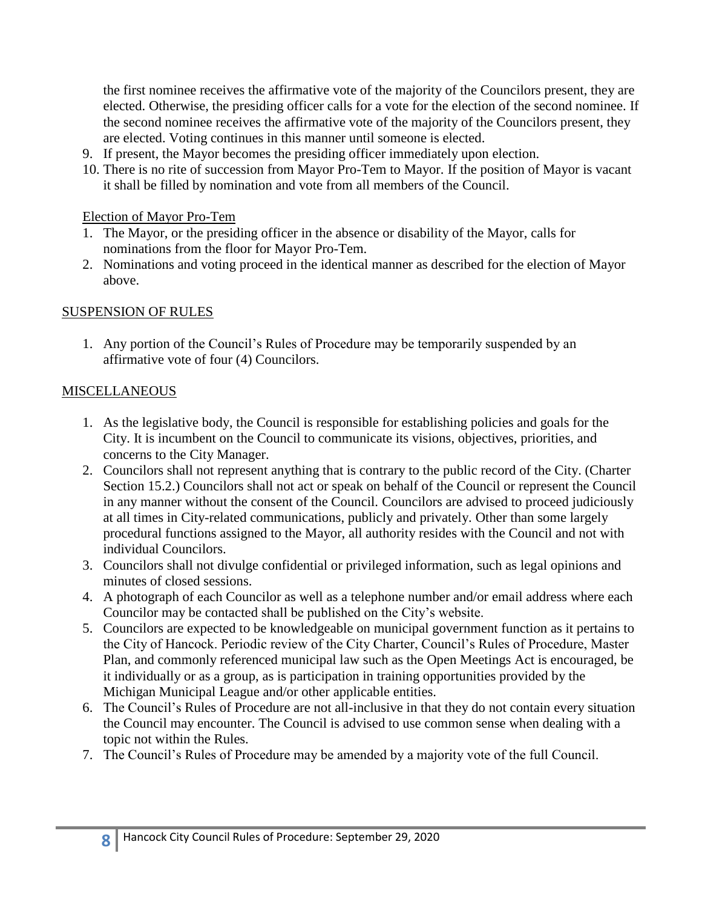the first nominee receives the affirmative vote of the majority of the Councilors present, they are elected. Otherwise, the presiding officer calls for a vote for the election of the second nominee. If the second nominee receives the affirmative vote of the majority of the Councilors present, they are elected. Voting continues in this manner until someone is elected.

9. If present, the Mayor becomes the presiding officer immediately upon election.
10. There is no rite of succession from Mayor Pro-Tem to Mayor. If the position of Mayor is vacant it shall be filled by nomination and vote from all members of the Council.

Election of Mayor Pro-Tem

1. The Mayor, or the presiding officer in the absence or disability of the Mayor, calls for nominations from the floor for Mayor Pro-Tem.
2. Nominations and voting proceed in the identical manner as described for the election of Mayor above.

## SUSPENSION OF RULES

1. Any portion of the Council's Rules of Procedure may be temporarily suspended by an affirmative vote of four (4) Councilors.

## MISCELLANEOUS

1. As the legislative body, the Council is responsible for establishing policies and goals for the City. It is incumbent on the Council to communicate its visions, objectives, priorities, and concerns to the City Manager.
2. Councilors shall not represent anything that is contrary to the public record of the City. (Charter Section 15.2.) Councilors shall not act or speak on behalf of the Council or represent the Council in any manner without the consent of the Council. Councilors are advised to proceed judiciously at all times in City-related communications, publicly and privately. Other than some largely procedural functions assigned to the Mayor, all authority resides with the Council and not with individual Councilors.
3. Councilors shall not divulge confidential or privileged information, such as legal opinions and minutes of closed sessions.
4. A photograph of each Councilor as well as a telephone number and/or email address where each Councilor may be contacted shall be published on the City's website.
5. Councilors are expected to be knowledgeable on municipal government function as it pertains to the City of Hancock. Periodic review of the City Charter, Council's Rules of Procedure, Master Plan, and commonly referenced municipal law such as the Open Meetings Act is encouraged, be it individually or as a group, as is participation in training opportunities provided by the Michigan Municipal League and/or other applicable entities.
6. The Council's Rules of Procedure are not all-inclusive in that they do not contain every situation the Council may encounter. The Council is advised to use common sense when dealing with a topic not within the Rules.
7. The Council's Rules of Procedure may be amended by a majority vote of the full Council.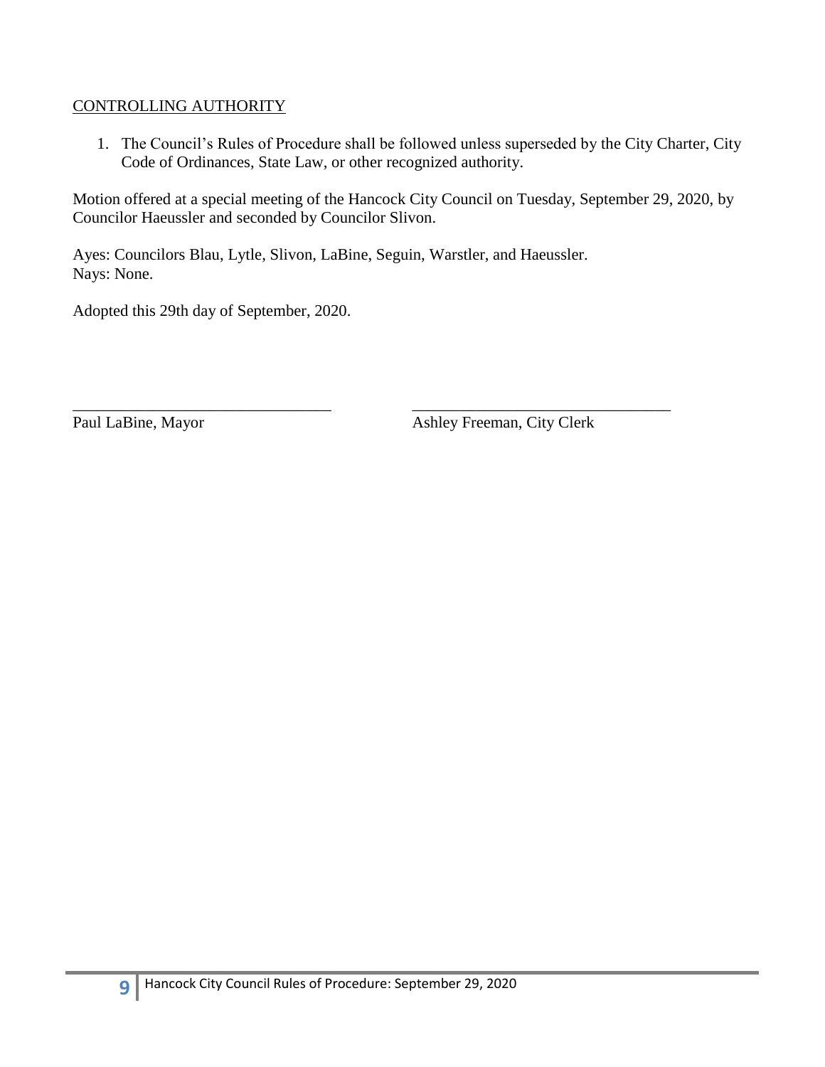CONTROLLING AUTHORITY

1. The Council's Rules of Procedure shall be followed unless superseded by the City Charter, City Code of Ordinances, State Law, or other recognized authority.

Motion offered at a special meeting of the Hancock City Council on Tuesday, September 29, 2020, by Councilor Haeussler and seconded by Councilor Slivon.

Ayes: Councilors Blau, Lytle, Slivon, LaBine, Seguin, Warstler, and Haeussler.
Nays: None.

Adopted this 29th day of September, 2020.

\_\_\_\_\_\_\_\_\_\_\_\_\_\_\_\_\_\_\_\_\_\_\_\_\_\_\_\_\_\_\_\_\_
Paul LaBine, Mayor

\_\_\_\_\_\_\_\_\_\_\_\_\_\_\_\_\_\_\_\_\_\_\_\_\_\_\_\_\_\_\_\_\_
Ashley Freeman, City Clerk